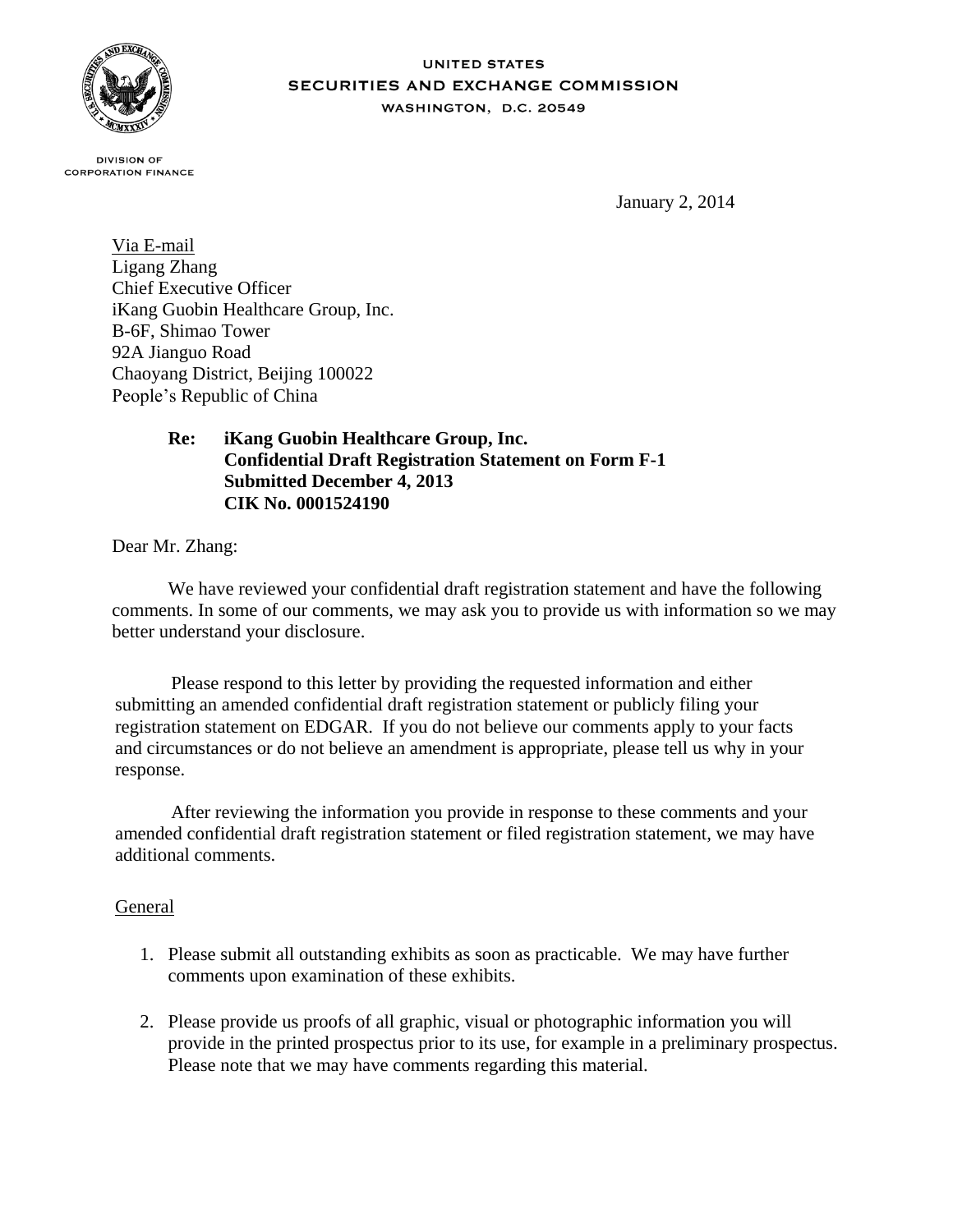UNITED STATES
SECURITIES AND EXCHANGE COMMISSION
WASHINGTON, D.C. 20549

DIVISION OF
CORPORATION FINANCE

January 2, 2014

Via E-mail
Ligang Zhang
Chief Executive Officer
iKang Guobin Healthcare Group, Inc.
B-6F, Shimao Tower
92A Jianguo Road
Chaoyang District, Beijing 100022
People's Republic of China

**Re: iKang Guobin Healthcare Group, Inc.**
**Confidential Draft Registration Statement on Form F-1**
**Submitted December 4, 2013**
**CIK No. 0001524190**

Dear Mr. Zhang:

We have reviewed your confidential draft registration statement and have the following comments. In some of our comments, we may ask you to provide us with information so we may better understand your disclosure.

Please respond to this letter by providing the requested information and either submitting an amended confidential draft registration statement or publicly filing your registration statement on EDGAR. If you do not believe our comments apply to your facts and circumstances or do not believe an amendment is appropriate, please tell us why in your response.

After reviewing the information you provide in response to these comments and your amended confidential draft registration statement or filed registration statement, we may have additional comments.

General

1. Please submit all outstanding exhibits as soon as practicable. We may have further comments upon examination of these exhibits.

2. Please provide us proofs of all graphic, visual or photographic information you will provide in the printed prospectus prior to its use, for example in a preliminary prospectus. Please note that we may have comments regarding this material.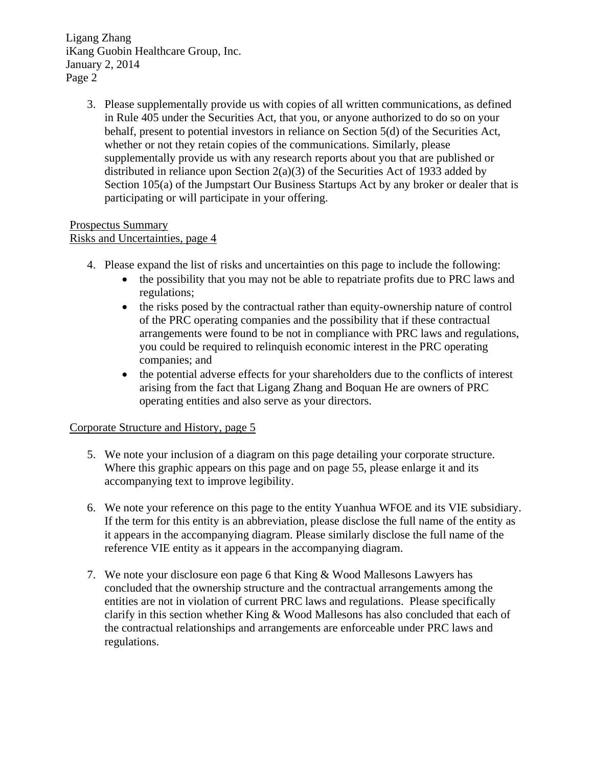3. Please supplementally provide us with copies of all written communications, as defined in Rule 405 under the Securities Act, that you, or anyone authorized to do so on your behalf, present to potential investors in reliance on Section 5(d) of the Securities Act, whether or not they retain copies of the communications. Similarly, please supplementally provide us with any research reports about you that are published or distributed in reliance upon Section 2(a)(3) of the Securities Act of 1933 added by Section 105(a) of the Jumpstart Our Business Startups Act by any broker or dealer that is participating or will participate in your offering.

Prospectus Summary
Risks and Uncertainties, page 4

4. Please expand the list of risks and uncertainties on this page to include the following:
   - the possibility that you may not be able to repatriate profits due to PRC laws and regulations;
   - the risks posed by the contractual rather than equity-ownership nature of control of the PRC operating companies and the possibility that if these contractual arrangements were found to be not in compliance with PRC laws and regulations, you could be required to relinquish economic interest in the PRC operating companies; and
   - the potential adverse effects for your shareholders due to the conflicts of interest arising from the fact that Ligang Zhang and Boquan He are owners of PRC operating entities and also serve as your directors.

Corporate Structure and History, page 5

5. We note your inclusion of a diagram on this page detailing your corporate structure. Where this graphic appears on this page and on page 55, please enlarge it and its accompanying text to improve legibility.

6. We note your reference on this page to the entity Yuanhua WFOE and its VIE subsidiary. If the term for this entity is an abbreviation, please disclose the full name of the entity as it appears in the accompanying diagram. Please similarly disclose the full name of the reference VIE entity as it appears in the accompanying diagram.

7. We note your disclosure eon page 6 that King & Wood Mallesons Lawyers has concluded that the ownership structure and the contractual arrangements among the entities are not in violation of current PRC laws and regulations. Please specifically clarify in this section whether King & Wood Mallesons has also concluded that each of the contractual relationships and arrangements are enforceable under PRC laws and regulations.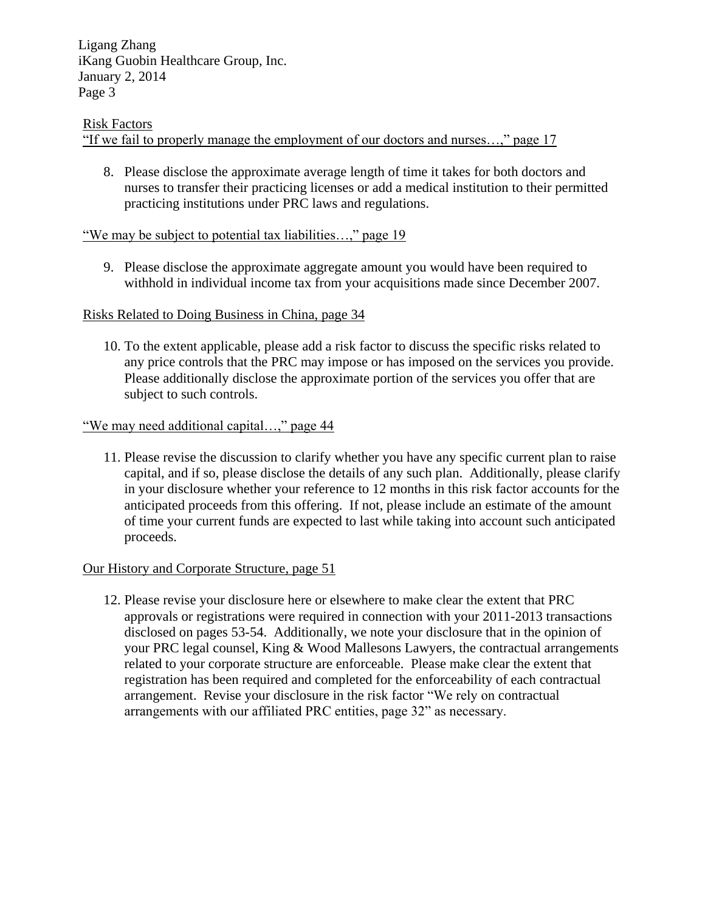Risk Factors
"If we fail to properly manage the employment of our doctors and nurses…," page 17

8. Please disclose the approximate average length of time it takes for both doctors and nurses to transfer their practicing licenses or add a medical institution to their permitted practicing institutions under PRC laws and regulations.

"We may be subject to potential tax liabilities…," page 19

9. Please disclose the approximate aggregate amount you would have been required to withhold in individual income tax from your acquisitions made since December 2007.

Risks Related to Doing Business in China, page 34

10. To the extent applicable, please add a risk factor to discuss the specific risks related to any price controls that the PRC may impose or has imposed on the services you provide. Please additionally disclose the approximate portion of the services you offer that are subject to such controls.

"We may need additional capital…," page 44

11. Please revise the discussion to clarify whether you have any specific current plan to raise capital, and if so, please disclose the details of any such plan. Additionally, please clarify in your disclosure whether your reference to 12 months in this risk factor accounts for the anticipated proceeds from this offering. If not, please include an estimate of the amount of time your current funds are expected to last while taking into account such anticipated proceeds.

Our History and Corporate Structure, page 51

12. Please revise your disclosure here or elsewhere to make clear the extent that PRC approvals or registrations were required in connection with your 2011-2013 transactions disclosed on pages 53-54. Additionally, we note your disclosure that in the opinion of your PRC legal counsel, King & Wood Mallesons Lawyers, the contractual arrangements related to your corporate structure are enforceable. Please make clear the extent that registration has been required and completed for the enforceability of each contractual arrangement. Revise your disclosure in the risk factor "We rely on contractual arrangements with our affiliated PRC entities, page 32" as necessary.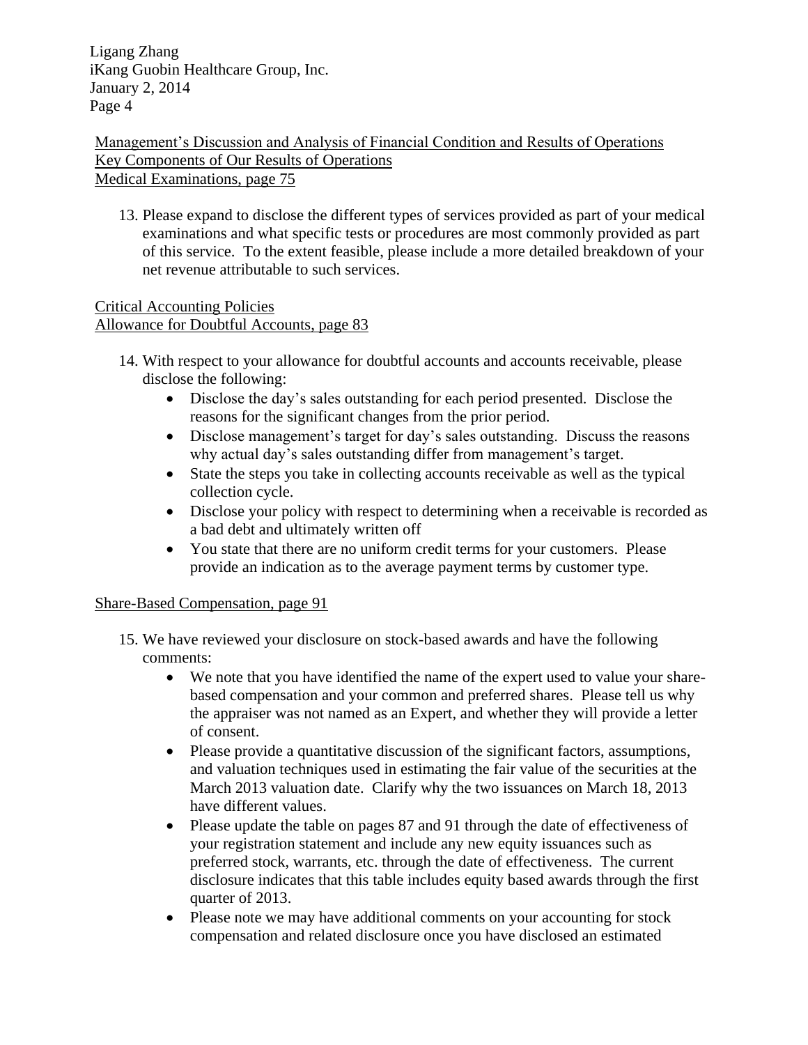Management's Discussion and Analysis of Financial Condition and Results of Operations
Key Components of Our Results of Operations
Medical Examinations, page 75

13. Please expand to disclose the different types of services provided as part of your medical examinations and what specific tests or procedures are most commonly provided as part of this service. To the extent feasible, please include a more detailed breakdown of your net revenue attributable to such services.

Critical Accounting Policies
Allowance for Doubtful Accounts, page 83

14. With respect to your allowance for doubtful accounts and accounts receivable, please disclose the following:
    - Disclose the day's sales outstanding for each period presented. Disclose the reasons for the significant changes from the prior period.
    - Disclose management's target for day's sales outstanding. Discuss the reasons why actual day's sales outstanding differ from management's target.
    - State the steps you take in collecting accounts receivable as well as the typical collection cycle.
    - Disclose your policy with respect to determining when a receivable is recorded as a bad debt and ultimately written off
    - You state that there are no uniform credit terms for your customers. Please provide an indication as to the average payment terms by customer type.

Share-Based Compensation, page 91

15. We have reviewed your disclosure on stock-based awards and have the following comments:
    - We note that you have identified the name of the expert used to value your share-based compensation and your common and preferred shares. Please tell us why the appraiser was not named as an Expert, and whether they will provide a letter of consent.
    - Please provide a quantitative discussion of the significant factors, assumptions, and valuation techniques used in estimating the fair value of the securities at the March 2013 valuation date. Clarify why the two issuances on March 18, 2013 have different values.
    - Please update the table on pages 87 and 91 through the date of effectiveness of your registration statement and include any new equity issuances such as preferred stock, warrants, etc. through the date of effectiveness. The current disclosure indicates that this table includes equity based awards through the first quarter of 2013.
    - Please note we may have additional comments on your accounting for stock compensation and related disclosure once you have disclosed an estimated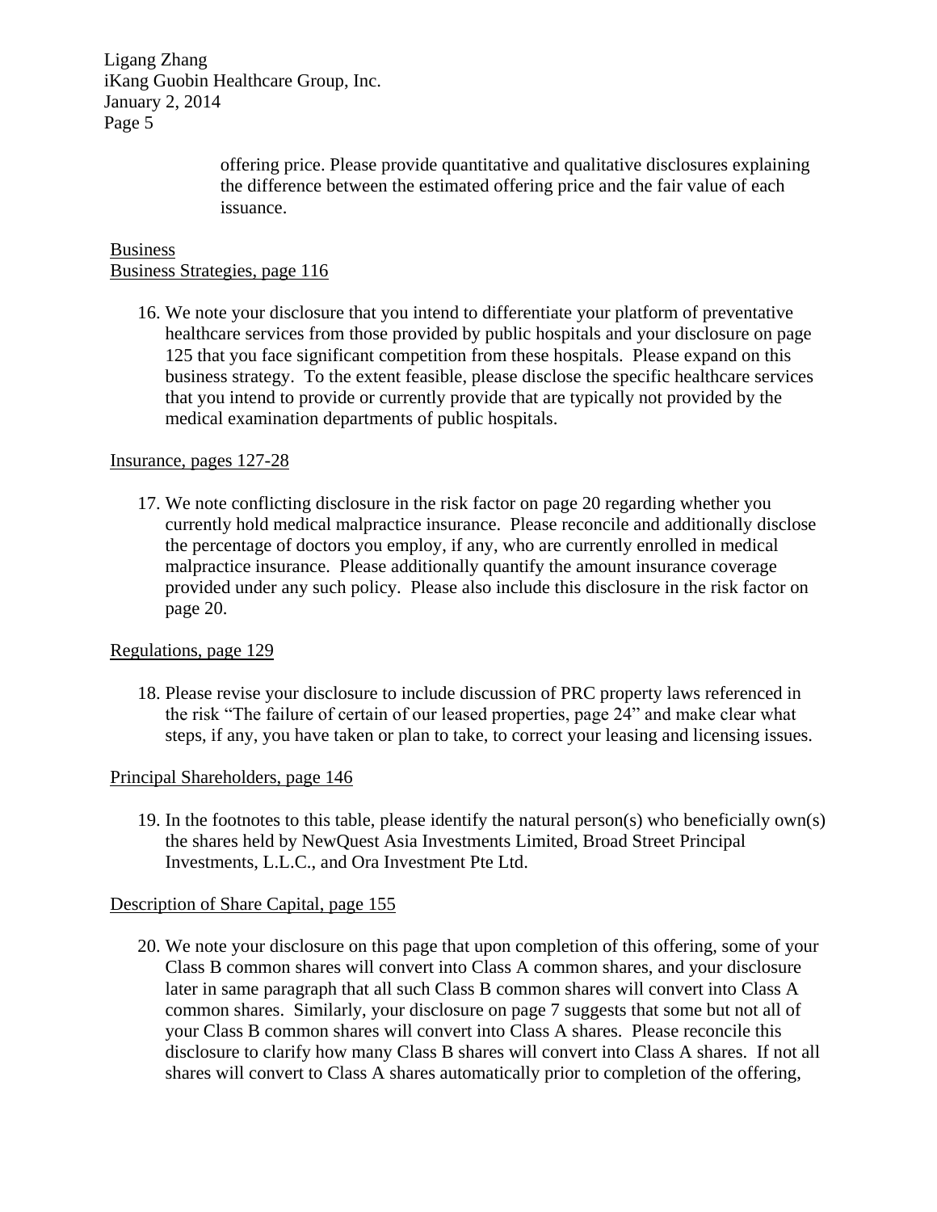offering price. Please provide quantitative and qualitative disclosures explaining the difference between the estimated offering price and the fair value of each issuance.

Business

Business Strategies, page 116

16. We note your disclosure that you intend to differentiate your platform of preventative healthcare services from those provided by public hospitals and your disclosure on page 125 that you face significant competition from these hospitals. Please expand on this business strategy. To the extent feasible, please disclose the specific healthcare services that you intend to provide or currently provide that are typically not provided by the medical examination departments of public hospitals.

Insurance, pages 127-28

17. We note conflicting disclosure in the risk factor on page 20 regarding whether you currently hold medical malpractice insurance. Please reconcile and additionally disclose the percentage of doctors you employ, if any, who are currently enrolled in medical malpractice insurance. Please additionally quantify the amount insurance coverage provided under any such policy. Please also include this disclosure in the risk factor on page 20.

Regulations, page 129

18. Please revise your disclosure to include discussion of PRC property laws referenced in the risk "The failure of certain of our leased properties, page 24" and make clear what steps, if any, you have taken or plan to take, to correct your leasing and licensing issues.

Principal Shareholders, page 146

19. In the footnotes to this table, please identify the natural person(s) who beneficially own(s) the shares held by NewQuest Asia Investments Limited, Broad Street Principal Investments, L.L.C., and Ora Investment Pte Ltd.

Description of Share Capital, page 155

20. We note your disclosure on this page that upon completion of this offering, some of your Class B common shares will convert into Class A common shares, and your disclosure later in same paragraph that all such Class B common shares will convert into Class A common shares. Similarly, your disclosure on page 7 suggests that some but not all of your Class B common shares will convert into Class A shares. Please reconcile this disclosure to clarify how many Class B shares will convert into Class A shares. If not all shares will convert to Class A shares automatically prior to completion of the offering,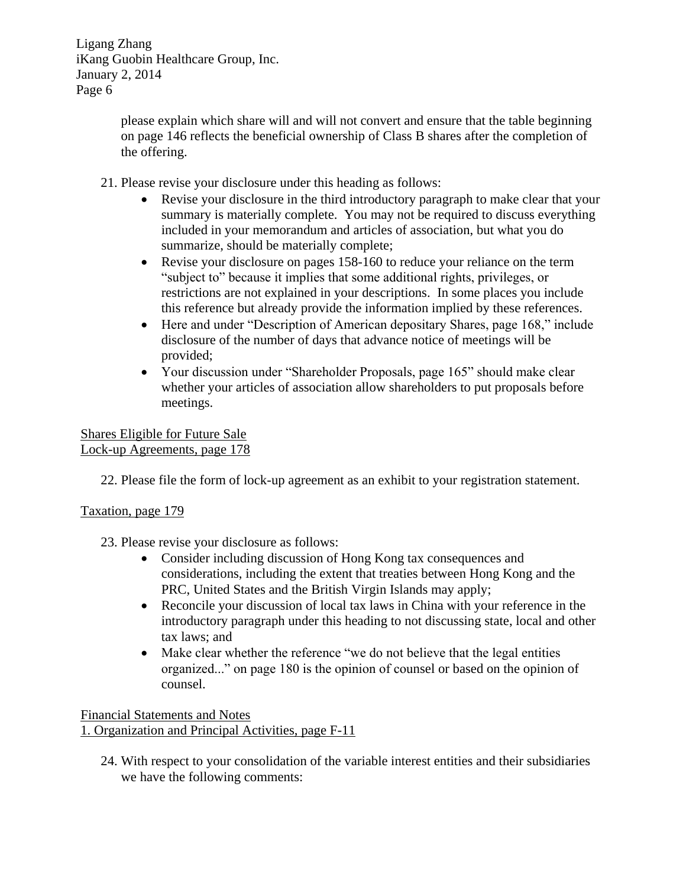please explain which share will and will not convert and ensure that the table beginning on page 146 reflects the beneficial ownership of Class B shares after the completion of the offering.

21. Please revise your disclosure under this heading as follows:
    - Revise your disclosure in the third introductory paragraph to make clear that your summary is materially complete. You may not be required to discuss everything included in your memorandum and articles of association, but what you do summarize, should be materially complete;
    - Revise your disclosure on pages 158-160 to reduce your reliance on the term "subject to" because it implies that some additional rights, privileges, or restrictions are not explained in your descriptions. In some places you include this reference but already provide the information implied by these references.
    - Here and under "Description of American depositary Shares, page 168," include disclosure of the number of days that advance notice of meetings will be provided;
    - Your discussion under "Shareholder Proposals, page 165" should make clear whether your articles of association allow shareholders to put proposals before meetings.

<u>Shares Eligible for Future Sale</u>
<u>Lock-up Agreements, page 178</u>

22. Please file the form of lock-up agreement as an exhibit to your registration statement.

<u>Taxation, page 179</u>

23. Please revise your disclosure as follows:
    - Consider including discussion of Hong Kong tax consequences and considerations, including the extent that treaties between Hong Kong and the PRC, United States and the British Virgin Islands may apply;
    - Reconcile your discussion of local tax laws in China with your reference in the introductory paragraph under this heading to not discussing state, local and other tax laws; and
    - Make clear whether the reference "we do not believe that the legal entities organized..." on page 180 is the opinion of counsel or based on the opinion of counsel.

<u>Financial Statements and Notes</u>
<u>1. Organization and Principal Activities, page F-11</u>

24. With respect to your consolidation of the variable interest entities and their subsidiaries we have the following comments: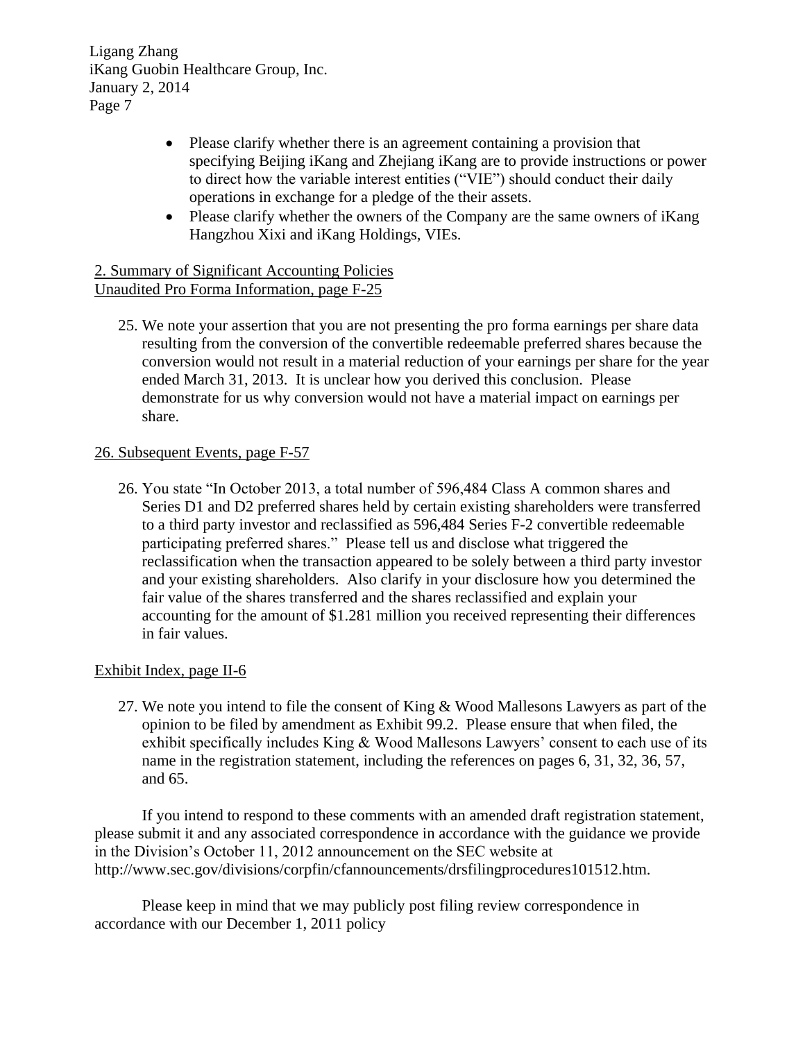- Please clarify whether there is an agreement containing a provision that specifying Beijing iKang and Zhejiang iKang are to provide instructions or power to direct how the variable interest entities ("VIE") should conduct their daily operations in exchange for a pledge of the their assets.
- Please clarify whether the owners of the Company are the same owners of iKang Hangzhou Xixi and iKang Holdings, VIEs.

2. Summary of Significant Accounting Policies
Unaudited Pro Forma Information, page F-25

25. We note your assertion that you are not presenting the pro forma earnings per share data resulting from the conversion of the convertible redeemable preferred shares because the conversion would not result in a material reduction of your earnings per share for the year ended March 31, 2013. It is unclear how you derived this conclusion. Please demonstrate for us why conversion would not have a material impact on earnings per share.

26. Subsequent Events, page F-57

26. You state "In October 2013, a total number of 596,484 Class A common shares and Series D1 and D2 preferred shares held by certain existing shareholders were transferred to a third party investor and reclassified as 596,484 Series F-2 convertible redeemable participating preferred shares." Please tell us and disclose what triggered the reclassification when the transaction appeared to be solely between a third party investor and your existing shareholders. Also clarify in your disclosure how you determined the fair value of the shares transferred and the shares reclassified and explain your accounting for the amount of $1.281 million you received representing their differences in fair values.

Exhibit Index, page II-6

27. We note you intend to file the consent of King & Wood Mallesons Lawyers as part of the opinion to be filed by amendment as Exhibit 99.2. Please ensure that when filed, the exhibit specifically includes King & Wood Mallesons Lawyers' consent to each use of its name in the registration statement, including the references on pages 6, 31, 32, 36, 57, and 65.

If you intend to respond to these comments with an amended draft registration statement, please submit it and any associated correspondence in accordance with the guidance we provide in the Division's October 11, 2012 announcement on the SEC website at http://www.sec.gov/divisions/corpfin/cfannouncements/drsfilingprocedures101512.htm.

Please keep in mind that we may publicly post filing review correspondence in accordance with our December 1, 2011 policy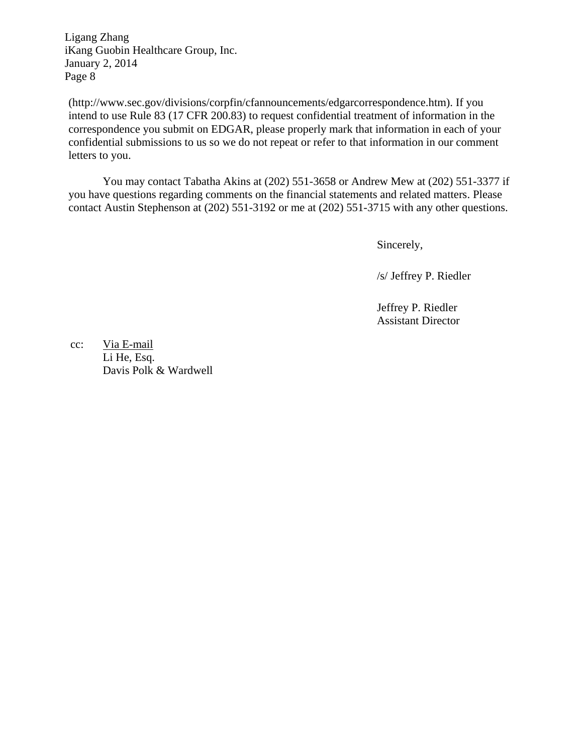(http://www.sec.gov/divisions/corpfin/cfannouncements/edgarcorrespondence.htm). If you intend to use Rule 83 (17 CFR 200.83) to request confidential treatment of information in the correspondence you submit on EDGAR, please properly mark that information in each of your confidential submissions to us so we do not repeat or refer to that information in our comment letters to you.

You may contact Tabatha Akins at (202) 551-3658 or Andrew Mew at (202) 551-3377 if you have questions regarding comments on the financial statements and related matters. Please contact Austin Stephenson at (202) 551-3192 or me at (202) 551-3715 with any other questions.

Sincerely,

/s/ Jeffrey P. Riedler

Jeffrey P. Riedler
Assistant Director

cc: Via E-mail
Li He, Esq.
Davis Polk & Wardwell